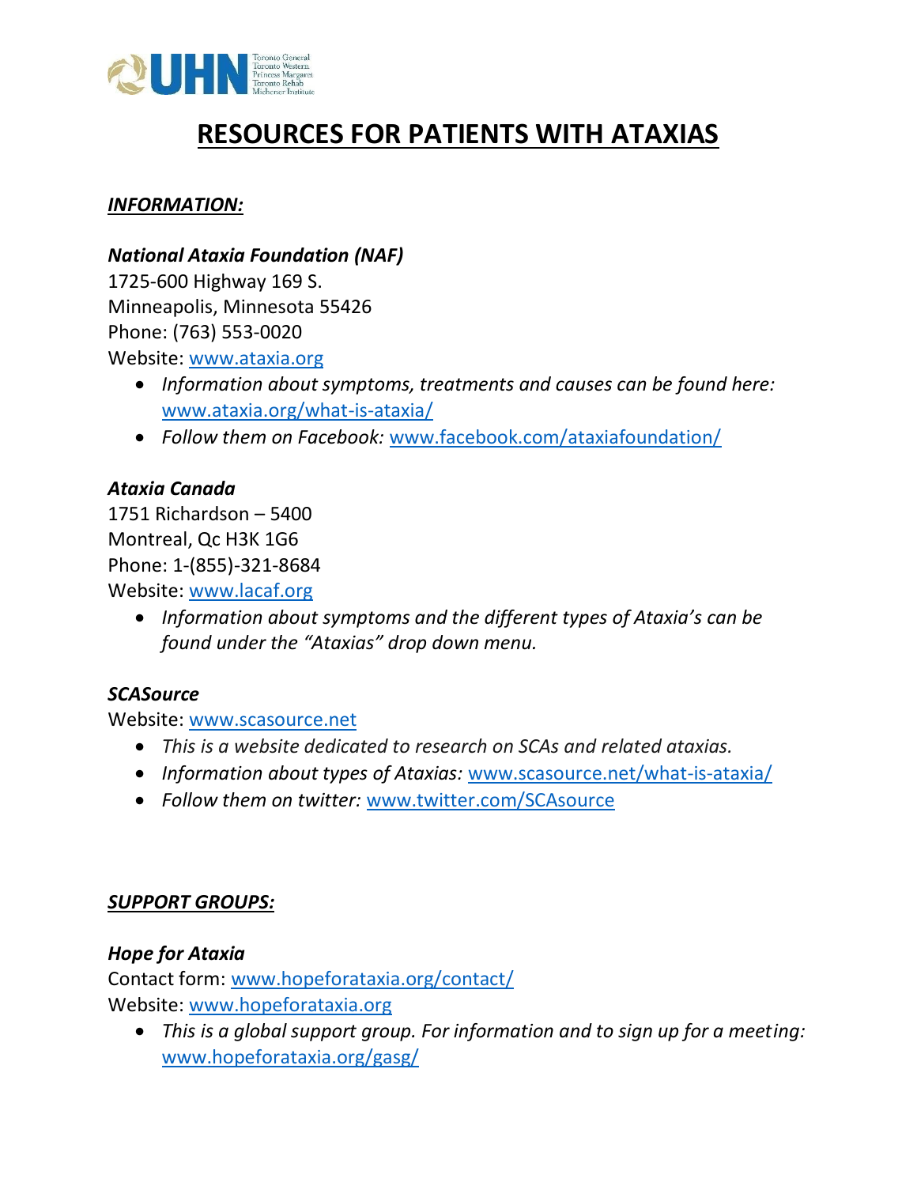# RESOURCES FOR PATIENTS WITH ATAXIAS

## *INFORMATION:*

***National Ataxia Foundation (NAF)***

1725-600 Highway 169 S.
Minneapolis, Minnesota 55426
Phone: (763) 553-0020
Website: www.ataxia.org

- *Information about symptoms, treatments and causes can be found here:* www.ataxia.org/what-is-ataxia/
- *Follow them on Facebook:* www.facebook.com/ataxiafoundation/

***Ataxia Canada***

1751 Richardson – 5400
Montreal, Qc H3K 1G6
Phone: 1-(855)-321-8684
Website: www.lacaf.org

- *Information about symptoms and the different types of Ataxia's can be found under the "Ataxias" drop down menu.*

***SCASource***

Website: www.scasource.net

- *This is a website dedicated to research on SCAs and related ataxias.*
- *Information about types of Ataxias:* www.scasource.net/what-is-ataxia/
- *Follow them on twitter:* www.twitter.com/SCAsource

## *SUPPORT GROUPS:*

***Hope for Ataxia***

Contact form: www.hopeforataxia.org/contact/
Website: www.hopeforataxia.org

- *This is a global support group. For information and to sign up for a meeting:* www.hopeforataxia.org/gasg/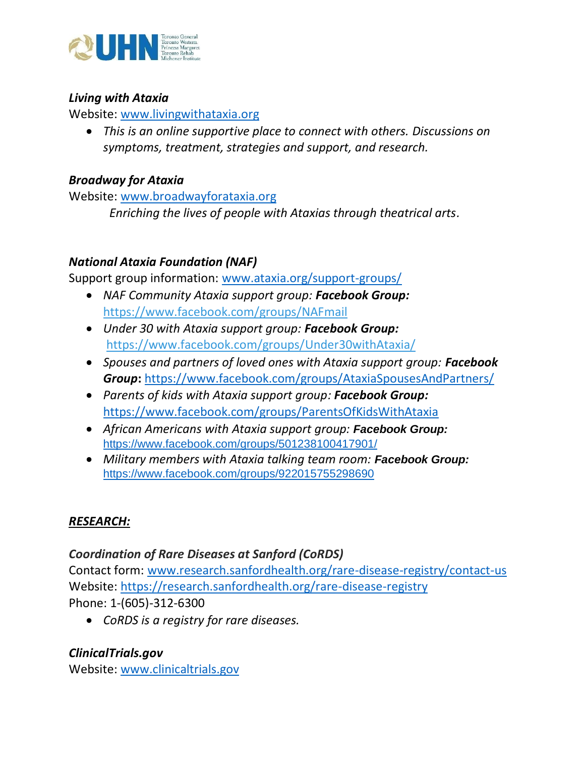***Living with Ataxia***

Website: [www.livingwithataxia.org](http://www.livingwithataxia.org)

- *This is an online supportive place to connect with others. Discussions on symptoms, treatment, strategies and support, and research.*

***Broadway for Ataxia***

Website: [www.broadwayforataxia.org](http://www.broadwayforataxia.org)

*Enriching the lives of people with Ataxias through theatrical arts.*

***National Ataxia Foundation (NAF)***

Support group information: [www.ataxia.org/support-groups/](http://www.ataxia.org/support-groups/)

- *NAF Community Ataxia support group:* ***Facebook Group:*** [https://www.facebook.com/groups/NAFmail](https://www.facebook.com/groups/NAFmail)
- *Under 30 with Ataxia support group:* ***Facebook Group:*** [https://www.facebook.com/groups/Under30withAtaxia/](https://www.facebook.com/groups/Under30withAtaxia/)
- *Spouses and partners of loved ones with Ataxia support group:* ***Facebook Group*****:** [https://www.facebook.com/groups/AtaxiaSpousesAndPartners/](https://www.facebook.com/groups/AtaxiaSpousesAndPartners/)
- *Parents of kids with Ataxia support group:* ***Facebook Group:*** [https://www.facebook.com/groups/ParentsOfKidsWithAtaxia](https://www.facebook.com/groups/ParentsOfKidsWithAtaxia)
- *African Americans with Ataxia support group:* ***Facebook Group:*** [https://www.facebook.com/groups/501238100417901/](https://www.facebook.com/groups/501238100417901/)
- *Military members with Ataxia talking team room:* ***Facebook Group:*** [https://www.facebook.com/groups/922015755298690](https://www.facebook.com/groups/922015755298690)

## ***RESEARCH:***

***Coordination of Rare Diseases at Sanford (CoRDS)***

Contact form: [www.research.sanfordhealth.org/rare-disease-registry/contact-us](http://www.research.sanfordhealth.org/rare-disease-registry/contact-us)

Website: [https://research.sanfordhealth.org/rare-disease-registry](https://research.sanfordhealth.org/rare-disease-registry)

Phone: 1-(605)-312-6300

- *CoRDS is a registry for rare diseases.*

***ClinicalTrials.gov***

Website: [www.clinicaltrials.gov](http://www.clinicaltrials.gov)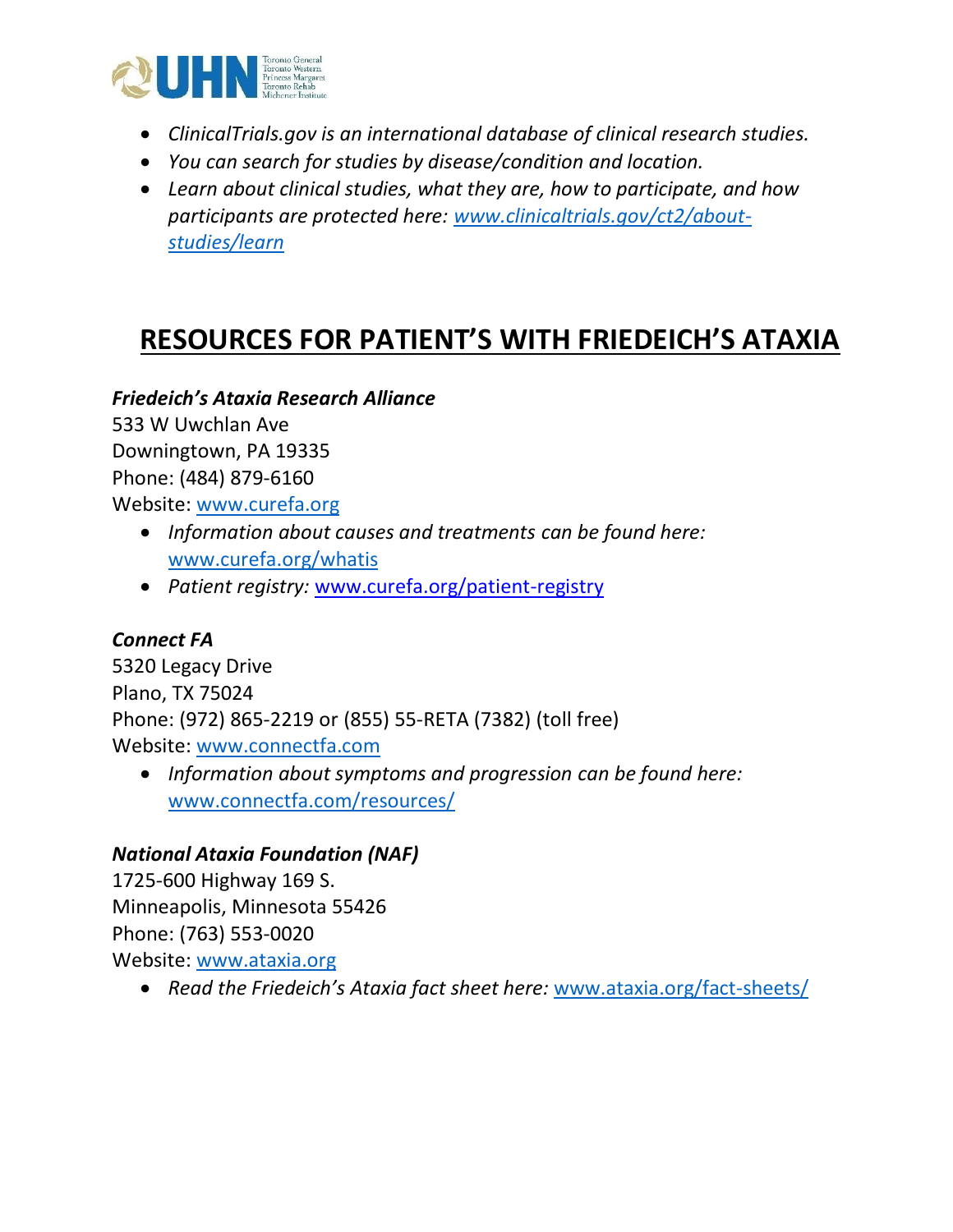- *ClinicalTrials.gov is an international database of clinical research studies.*
- *You can search for studies by disease/condition and location.*
- *Learn about clinical studies, what they are, how to participate, and how participants are protected here:* [www.clinicaltrials.gov/ct2/about-studies/learn](www.clinicaltrials.gov/ct2/about-studies/learn)

# RESOURCES FOR PATIENT'S WITH FRIEDEICH'S ATAXIA

***Friedeich's Ataxia Research Alliance***
533 W Uwchlan Ave
Downingtown, PA 19335
Phone: (484) 879-6160
Website: [www.curefa.org](www.curefa.org)

- *Information about causes and treatments can be found here:* [www.curefa.org/whatis](www.curefa.org/whatis)
- *Patient registry:* [www.curefa.org/patient-registry](www.curefa.org/patient-registry)

***Connect FA***
5320 Legacy Drive
Plano, TX 75024
Phone: (972) 865-2219 or (855) 55-RETA (7382) (toll free)
Website: [www.connectfa.com](www.connectfa.com)

- *Information about symptoms and progression can be found here:* [www.connectfa.com/resources/](www.connectfa.com/resources/)

***National Ataxia Foundation (NAF)***
1725-600 Highway 169 S.
Minneapolis, Minnesota 55426
Phone: (763) 553-0020
Website: [www.ataxia.org](www.ataxia.org)

- *Read the Friedeich's Ataxia fact sheet here:* [www.ataxia.org/fact-sheets/](www.ataxia.org/fact-sheets/)